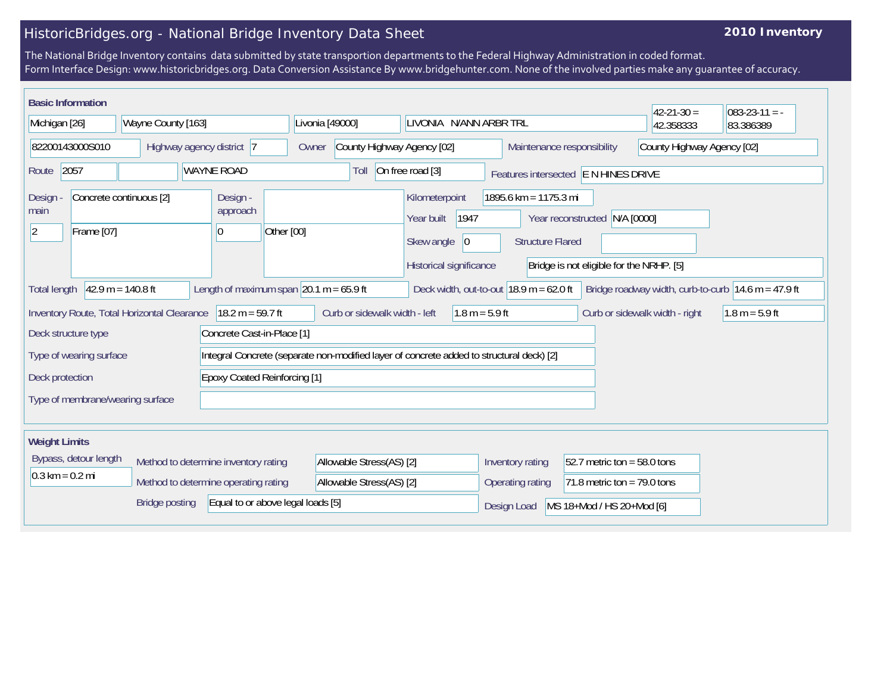# HistoricBridges.org - National Bridge Inventory Data Sheet

**2010 Inventory**

The National Bridge Inventory contains data submitted by state transportion departments to the Federal Highway Administration in coded format.
Form Interface Design: www.historicbridges.org. Data Conversion Assistance By www.bridgehunter.com. None of the involved parties make any guarantee of accuracy.

## Basic Information

| | |
|---|---|
| State | Michigan [26] |
| County | Wayne County [163] |
| Place | Livonia [49000] |
| Location | LIVONIA N/ANN ARBR TRL |
| Latitude | 42-21-30 = 42.358333 |
| Longitude | 083-23-11 = -83.386389 |
| Structure number | 82200143000S010 |
| Highway agency district | 7 |
| Owner | County Highway Agency [02] |
| Maintenance responsibility | County Highway Agency [02] |
| Route | 2057 |
| Facility carried | WAYNE ROAD |
| Toll | On free road [3] |
| Features intersected | E N HINES DRIVE |
| Design - main | Concrete continuous [2] |
| Number of main spans | 2 |
| Main span type | Frame [07] |
| Design - approach | |
| Number of approach spans | 0 |
| Approach span type | Other [00] |
| Kilometerpoint | 1895.6 km = 1175.3 mi |
| Year built | 1947 |
| Year reconstructed | N/A [0000] |
| Skew angle | 0 |
| Structure Flared | |
| Historical significance | Bridge is not eligible for the NRHP. [5] |
| Total length | 42.9 m = 140.8 ft |
| Length of maximum span | 20.1 m = 65.9 ft |
| Deck width, out-to-out | 18.9 m = 62.0 ft |
| Bridge roadway width, curb-to-curb | 14.6 m = 47.9 ft |
| Inventory Route, Total Horizontal Clearance | 18.2 m = 59.7 ft |
| Curb or sidewalk width - left | 1.8 m = 5.9 ft |
| Curb or sidewalk width - right | 1.8 m = 5.9 ft |
| Deck structure type | Concrete Cast-in-Place [1] |
| Type of wearing surface | Integral Concrete (separate non-modified layer of concrete added to structural deck) [2] |
| Deck protection | Epoxy Coated Reinforcing [1] |
| Type of membrane/wearing surface | |

## Weight Limits

| | |
|---|---|
| Bypass, detour length | 0.3 km = 0.2 mi |
| Method to determine inventory rating | Allowable Stress(AS) [2] |
| Method to determine operating rating | Allowable Stress(AS) [2] |
| Bridge posting | Equal to or above legal loads [5] |
| Inventory rating | 52.7 metric ton = 58.0 tons |
| Operating rating | 71.8 metric ton = 79.0 tons |
| Design Load | MS 18+Mod / HS 20+Mod [6] |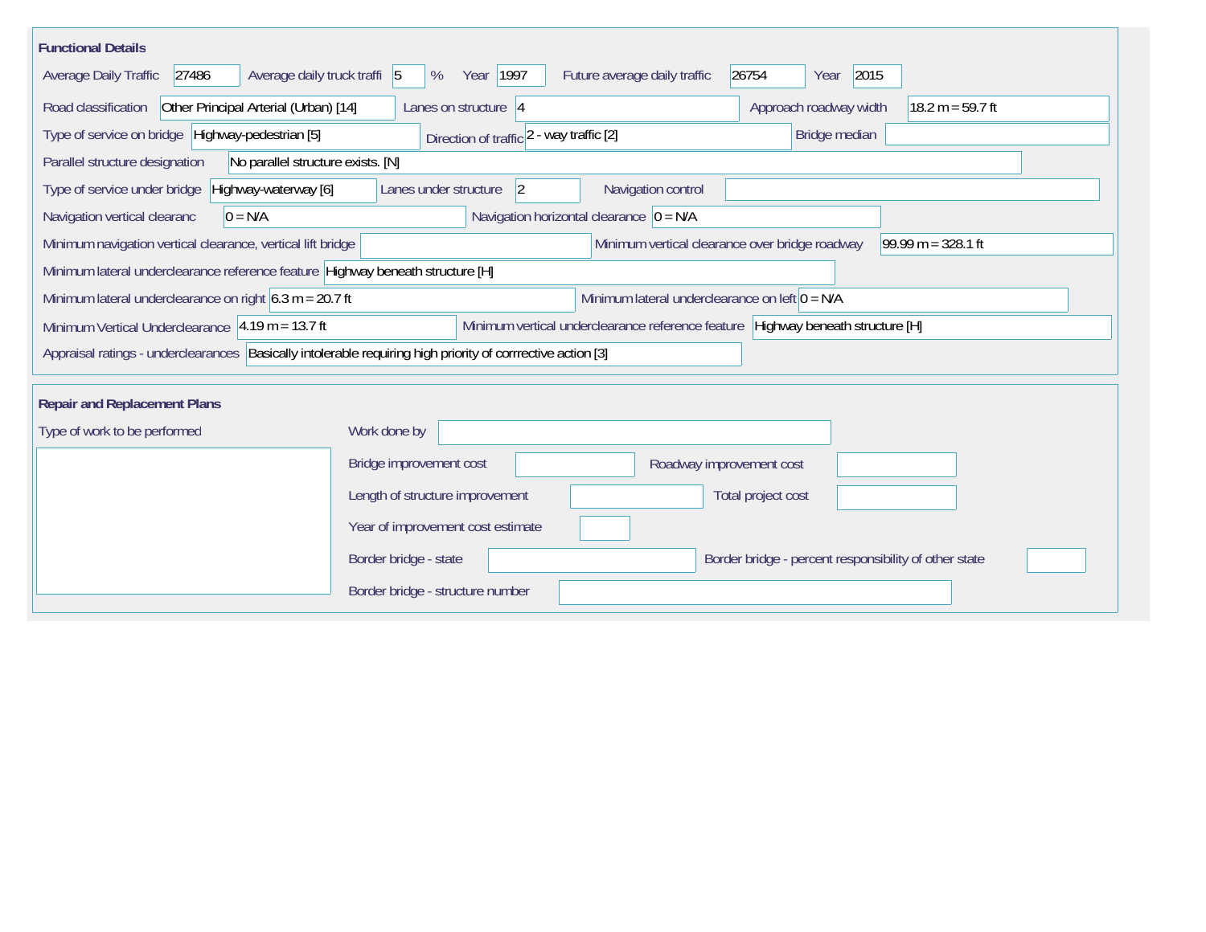## Functional Details

| Field | Value |
|---|---|
| Average Daily Traffic | 27486 |
| Average daily truck traffi | 5 % |
| Year | 1997 |
| Future average daily traffic | 26754 |
| Year | 2015 |
| Road classification | Other Principal Arterial (Urban) [14] |
| Lanes on structure | 4 |
| Approach roadway width | 18.2 m = 59.7 ft |
| Type of service on bridge | Highway-pedestrian [5] |
| Direction of traffic | 2 - way traffic [2] |
| Bridge median | |
| Parallel structure designation | No parallel structure exists. [N] |
| Type of service under bridge | Highway-waterway [6] |
| Lanes under structure | 2 |
| Navigation control | |
| Navigation vertical clearanc | 0 = N/A |
| Navigation horizontal clearance | 0 = N/A |
| Minimum navigation vertical clearance, vertical lift bridge | |
| Minimum vertical clearance over bridge roadway | 99.99 m = 328.1 ft |
| Minimum lateral underclearance reference feature | Highway beneath structure [H] |
| Minimum lateral underclearance on right | 6.3 m = 20.7 ft |
| Minimum lateral underclearance on left | 0 = N/A |
| Minimum Vertical Underclearance | 4.19 m = 13.7 ft |
| Minimum vertical underclearance reference feature | Highway beneath structure [H] |
| Appraisal ratings - underclearances | Basically intolerable requiring high priority of corrrective action [3] |

## Repair and Replacement Plans

| Field | Value |
|---|---|
| Type of work to be performed | |
| Work done by | |
| Bridge improvement cost | |
| Roadway improvement cost | |
| Length of structure improvement | |
| Total project cost | |
| Year of improvement cost estimate | |
| Border bridge - state | |
| Border bridge - percent responsibility of other state | |
| Border bridge - structure number | |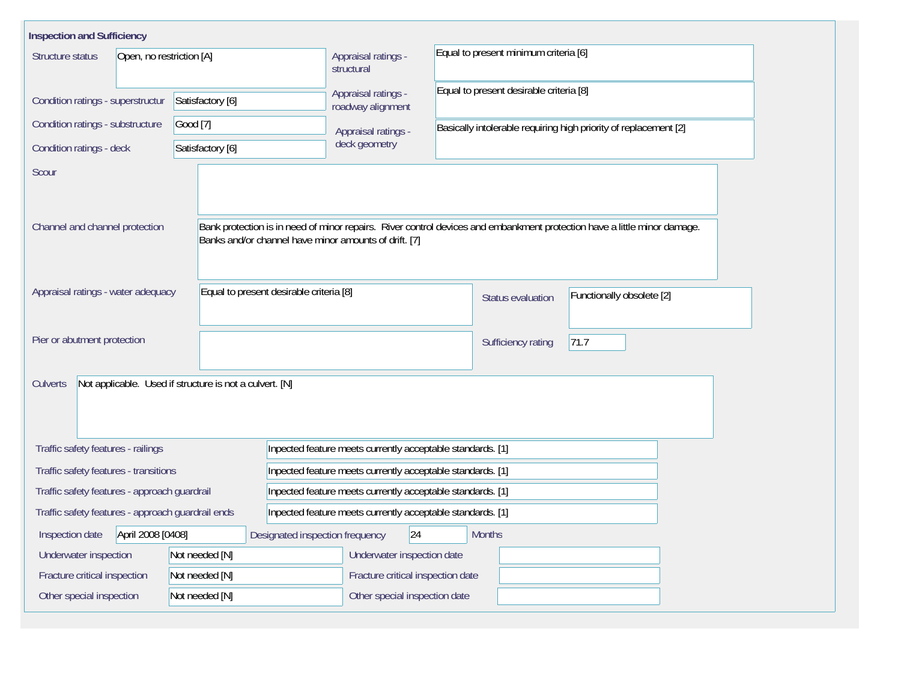## Inspection and Sufficiency

| | |
|---|---|
| Structure status | Open, no restriction [A] |
| Appraisal ratings - structural | Equal to present minimum criteria [6] |
| Condition ratings - superstructur | Satisfactory [6] |
| Appraisal ratings - roadway alignment | Equal to present desirable criteria [8] |
| Condition ratings - substructure | Good [7] |
| Appraisal ratings - deck geometry | Basically intolerable requiring high priority of replacement [2] |
| Condition ratings - deck | Satisfactory [6] |
| Scour | |
| Channel and channel protection | Bank protection is in need of minor repairs. River control devices and embankment protection have a little minor damage. Banks and/or channel have minor amounts of drift. [7] |
| Appraisal ratings - water adequacy | Equal to present desirable criteria [8] |
| Status evaluation | Functionally obsolete [2] |
| Pier or abutment protection | |
| Sufficiency rating | 71.7 |
| Culverts | Not applicable. Used if structure is not a culvert. [N] |
| Traffic safety features - railings | Inpected feature meets currently acceptable standards. [1] |
| Traffic safety features - transitions | Inpected feature meets currently acceptable standards. [1] |
| Traffic safety features - approach guardrail | Inpected feature meets currently acceptable standards. [1] |
| Traffic safety features - approach guardrail ends | Inpected feature meets currently acceptable standards. [1] |
| Inspection date | April 2008 [0408] |
| Designated inspection frequency | 24 Months |
| Underwater inspection | Not needed [N] |
| Underwater inspection date | |
| Fracture critical inspection | Not needed [N] |
| Fracture critical inspection date | |
| Other special inspection | Not needed [N] |
| Other special inspection date | |